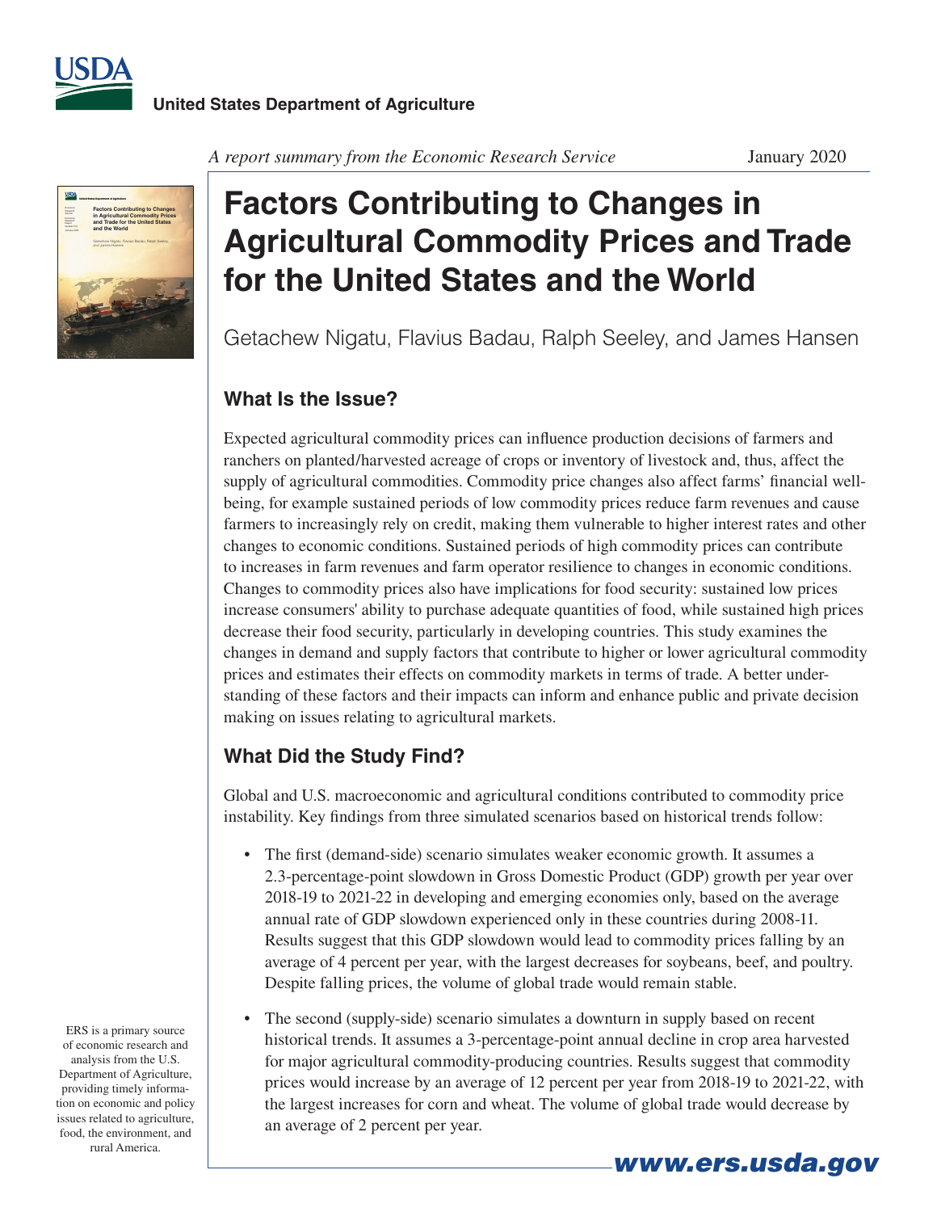United States Department of Agriculture

*A report summary from the Economic Research Service*

January 2020

# Factors Contributing to Changes in Agricultural Commodity Prices and Trade for the United States and the World

Getachew Nigatu, Flavius Badau, Ralph Seeley, and James Hansen

## What Is the Issue?

Expected agricultural commodity prices can influence production decisions of farmers and ranchers on planted/harvested acreage of crops or inventory of livestock and, thus, affect the supply of agricultural commodities. Commodity price changes also affect farms' financial well-being, for example sustained periods of low commodity prices reduce farm revenues and cause farmers to increasingly rely on credit, making them vulnerable to higher interest rates and other changes to economic conditions. Sustained periods of high commodity prices can contribute to increases in farm revenues and farm operator resilience to changes in economic conditions. Changes to commodity prices also have implications for food security: sustained low prices increase consumers' ability to purchase adequate quantities of food, while sustained high prices decrease their food security, particularly in developing countries. This study examines the changes in demand and supply factors that contribute to higher or lower agricultural commodity prices and estimates their effects on commodity markets in terms of trade. A better understanding of these factors and their impacts can inform and enhance public and private decision making on issues relating to agricultural markets.

## What Did the Study Find?

Global and U.S. macroeconomic and agricultural conditions contributed to commodity price instability. Key findings from three simulated scenarios based on historical trends follow:

- The first (demand-side) scenario simulates weaker economic growth. It assumes a 2.3-percentage-point slowdown in Gross Domestic Product (GDP) growth per year over 2018-19 to 2021-22 in developing and emerging economies only, based on the average annual rate of GDP slowdown experienced only in these countries during 2008-11. Results suggest that this GDP slowdown would lead to commodity prices falling by an average of 4 percent per year, with the largest decreases for soybeans, beef, and poultry. Despite falling prices, the volume of global trade would remain stable.
- The second (supply-side) scenario simulates a downturn in supply based on recent historical trends. It assumes a 3-percentage-point annual decline in crop area harvested for major agricultural commodity-producing countries. Results suggest that commodity prices would increase by an average of 12 percent per year from 2018-19 to 2021-22, with the largest increases for corn and wheat. The volume of global trade would decrease by an average of 2 percent per year.

ERS is a primary source of economic research and analysis from the U.S. Department of Agriculture, providing timely information on economic and policy issues related to agriculture, food, the environment, and rural America.

www.ers.usda.gov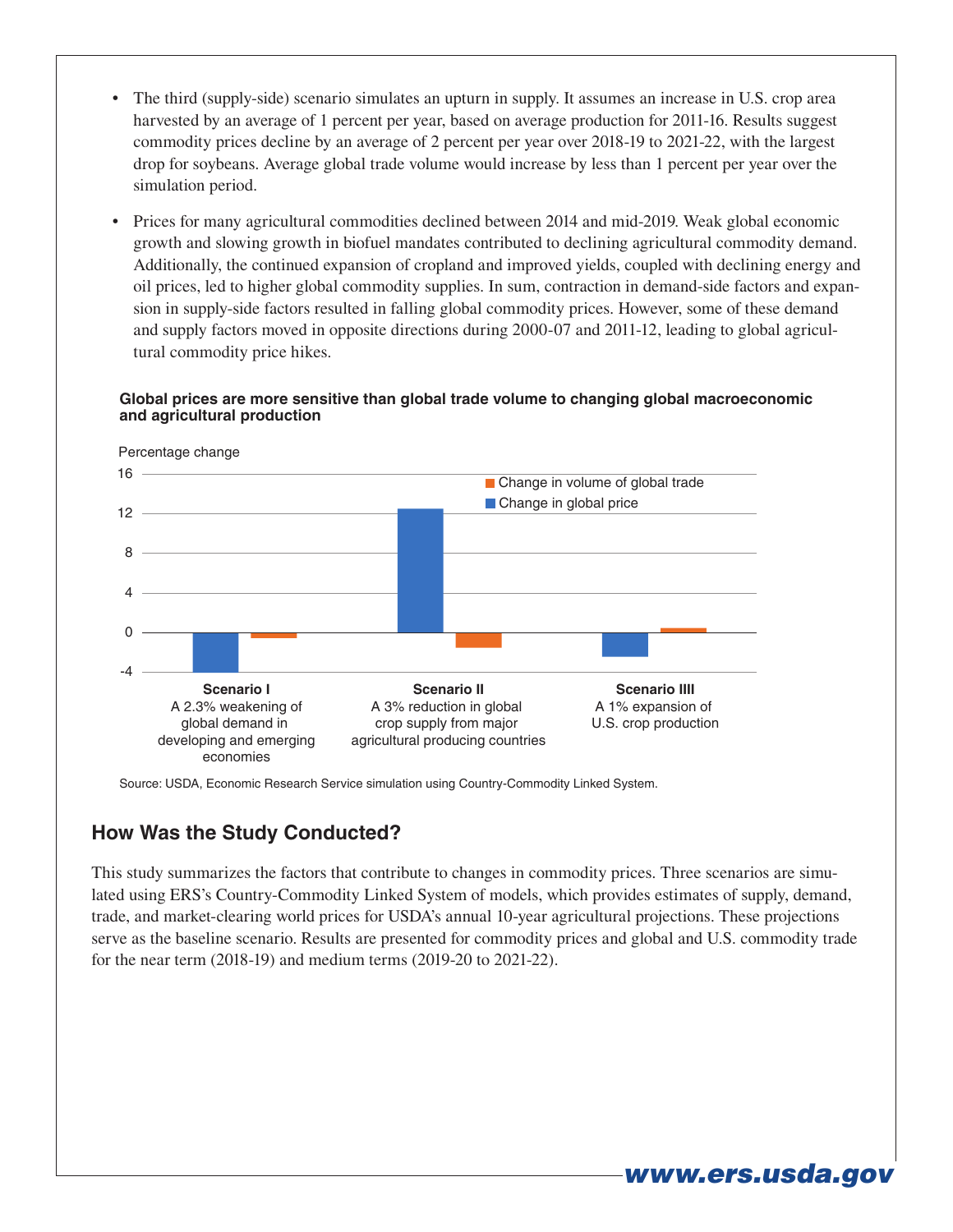- The third (supply-side) scenario simulates an upturn in supply. It assumes an increase in U.S. crop area harvested by an average of 1 percent per year, based on average production for 2011-16. Results suggest commodity prices decline by an average of 2 percent per year over 2018-19 to 2021-22, with the largest drop for soybeans. Average global trade volume would increase by less than 1 percent per year over the simulation period.

- Prices for many agricultural commodities declined between 2014 and mid-2019. Weak global economic growth and slowing growth in biofuel mandates contributed to declining agricultural commodity demand. Additionally, the continued expansion of cropland and improved yields, coupled with declining energy and oil prices, led to higher global commodity supplies. In sum, contraction in demand-side factors and expansion in supply-side factors resulted in falling global commodity prices. However, some of these demand and supply factors moved in opposite directions during 2000-07 and 2011-12, leading to global agricultural commodity price hikes.

**Global prices are more sensitive than global trade volume to changing global macroeconomic and agricultural production**

Percentage change

16
12
8
4
0
-4

Change in volume of global trade
Change in global price

**Scenario I**
A 2.3% weakening of global demand in developing and emerging economies

**Scenario II**
A 3% reduction in global crop supply from major agricultural producing countries

**Scenario IIII**
A 1% expansion of U.S. crop production

Source: USDA, Economic Research Service simulation using Country-Commodity Linked System.

## How Was the Study Conducted?

This study summarizes the factors that contribute to changes in commodity prices. Three scenarios are simulated using ERS's Country-Commodity Linked System of models, which provides estimates of supply, demand, trade, and market-clearing world prices for USDA's annual 10-year agricultural projections. These projections serve as the baseline scenario. Results are presented for commodity prices and global and U.S. commodity trade for the near term (2018-19) and medium terms (2019-20 to 2021-22).